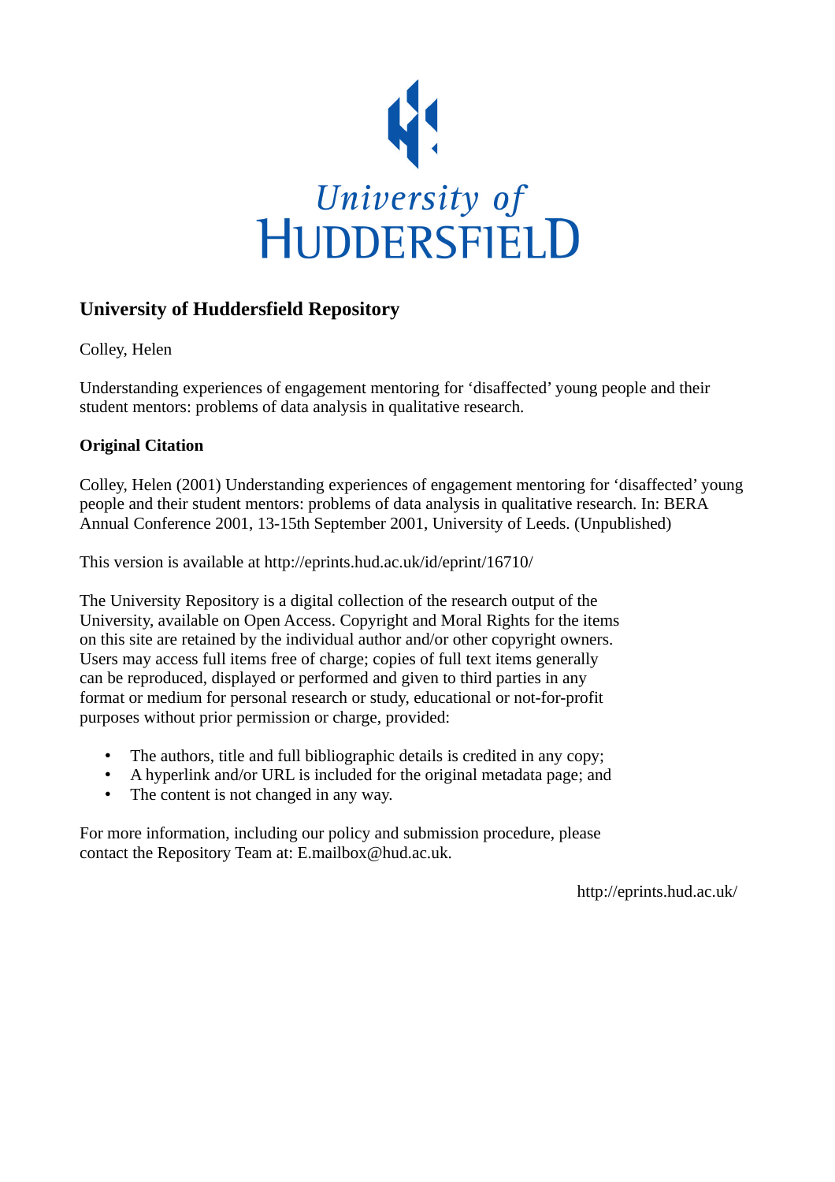University of Huddersfield

# University of Huddersfield Repository

Colley, Helen

Understanding experiences of engagement mentoring for 'disaffected' young people and their student mentors: problems of data analysis in qualitative research.

## Original Citation

Colley, Helen (2001) Understanding experiences of engagement mentoring for 'disaffected' young people and their student mentors: problems of data analysis in qualitative research. In: BERA Annual Conference 2001, 13-15th September 2001, University of Leeds. (Unpublished)

This version is available at http://eprints.hud.ac.uk/id/eprint/16710/

The University Repository is a digital collection of the research output of the University, available on Open Access. Copyright and Moral Rights for the items on this site are retained by the individual author and/or other copyright owners. Users may access full items free of charge; copies of full text items generally can be reproduced, displayed or performed and given to third parties in any format or medium for personal research or study, educational or not-for-profit purposes without prior permission or charge, provided:

- The authors, title and full bibliographic details is credited in any copy;
- A hyperlink and/or URL is included for the original metadata page; and
- The content is not changed in any way.

For more information, including our policy and submission procedure, please contact the Repository Team at: E.mailbox@hud.ac.uk.

http://eprints.hud.ac.uk/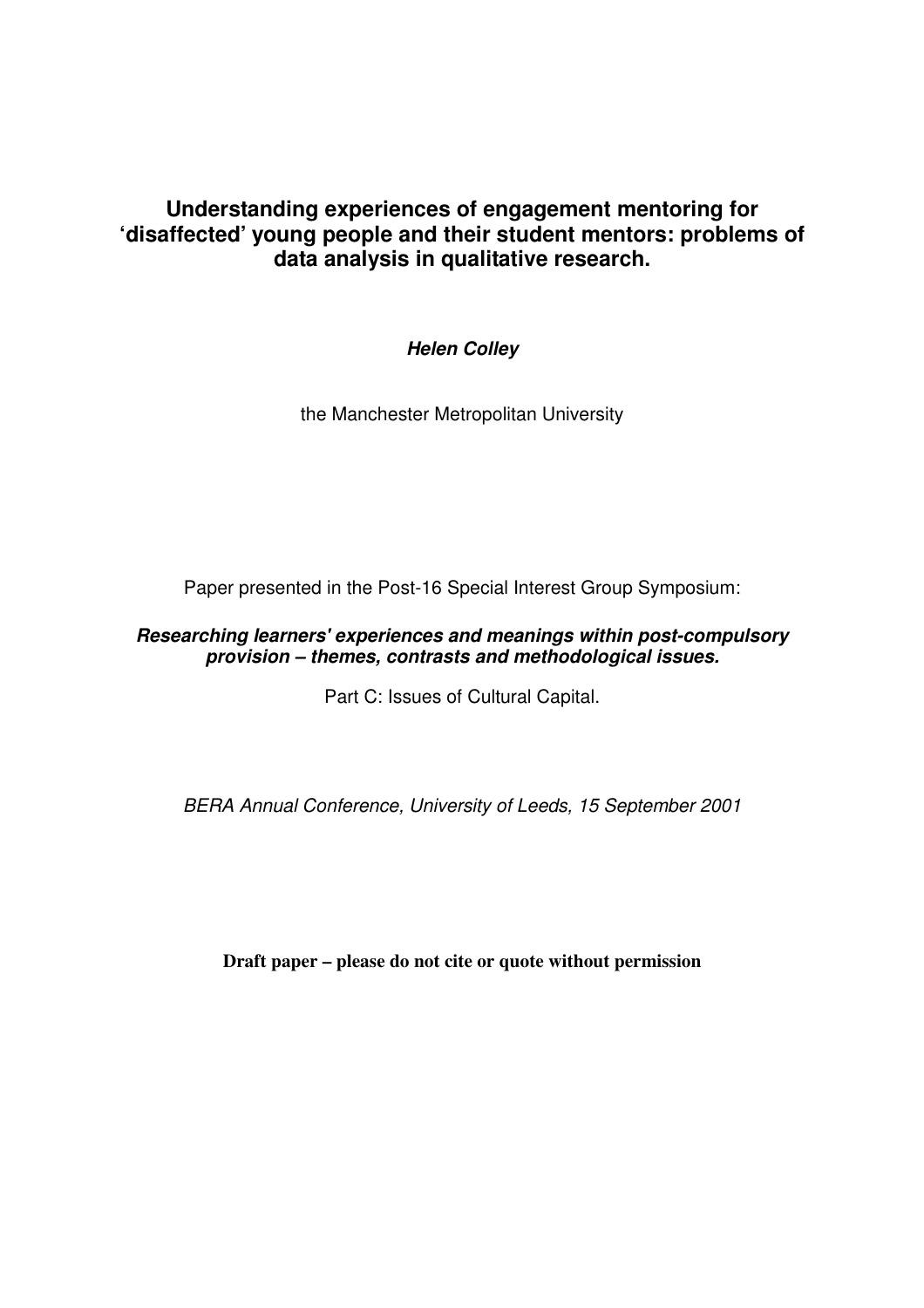# Understanding experiences of engagement mentoring for 'disaffected' young people and their student mentors: problems of data analysis in qualitative research.

***Helen Colley***

the Manchester Metropolitan University

Paper presented in the Post-16 Special Interest Group Symposium:

***Researching learners' experiences and meanings within post-compulsory provision – themes, contrasts and methodological issues.***

Part C: Issues of Cultural Capital.

*BERA Annual Conference, University of Leeds, 15 September 2001*

**Draft paper – please do not cite or quote without permission**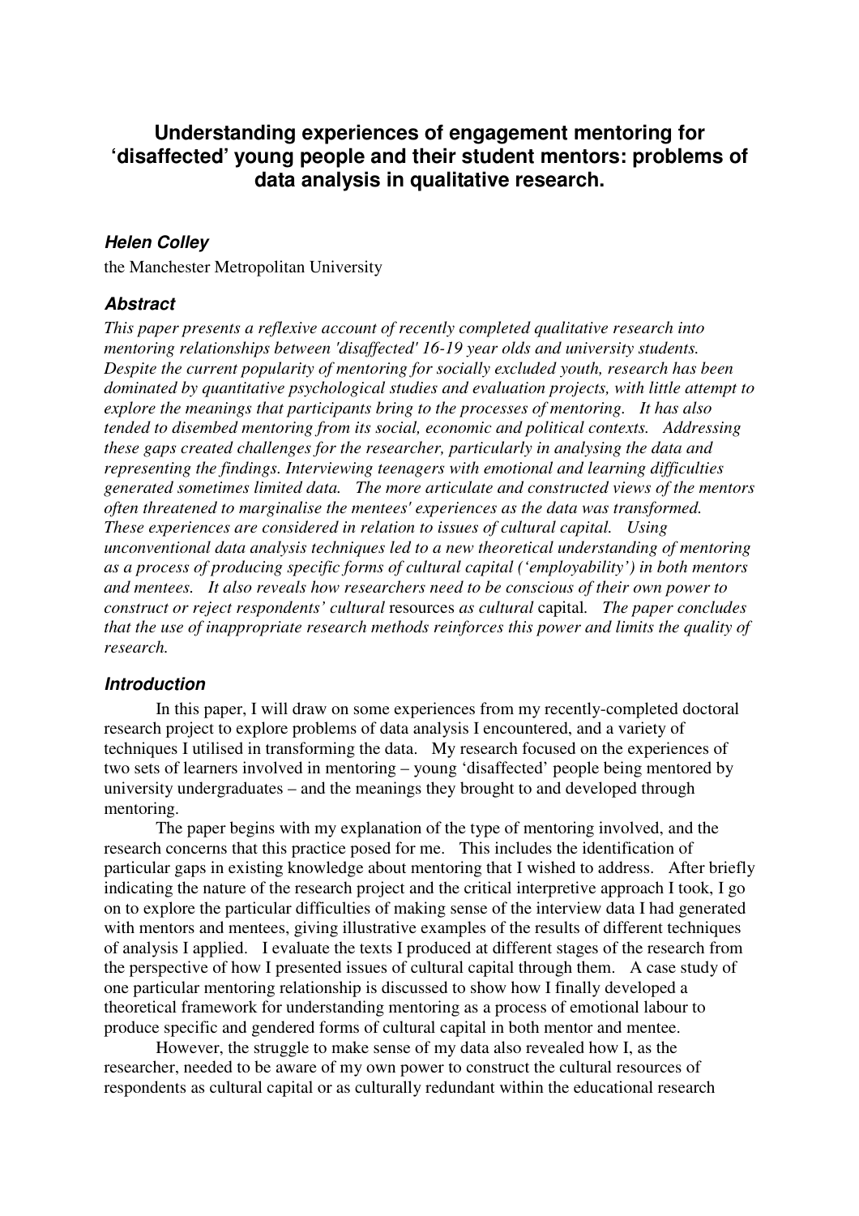# Understanding experiences of engagement mentoring for 'disaffected' young people and their student mentors: problems of data analysis in qualitative research.

### *Helen Colley*

the Manchester Metropolitan University

### *Abstract*

*This paper presents a reflexive account of recently completed qualitative research into mentoring relationships between 'disaffected' 16-19 year olds and university students. Despite the current popularity of mentoring for socially excluded youth, research has been dominated by quantitative psychological studies and evaluation projects, with little attempt to explore the meanings that participants bring to the processes of mentoring. It has also tended to disembed mentoring from its social, economic and political contexts. Addressing these gaps created challenges for the researcher, particularly in analysing the data and representing the findings. Interviewing teenagers with emotional and learning difficulties generated sometimes limited data. The more articulate and constructed views of the mentors often threatened to marginalise the mentees' experiences as the data was transformed. These experiences are considered in relation to issues of cultural capital. Using unconventional data analysis techniques led to a new theoretical understanding of mentoring as a process of producing specific forms of cultural capital ('employability') in both mentors and mentees. It also reveals how researchers need to be conscious of their own power to construct or reject respondents' cultural* resources *as cultural* capital*. The paper concludes that the use of inappropriate research methods reinforces this power and limits the quality of research.*

### *Introduction*

In this paper, I will draw on some experiences from my recently-completed doctoral research project to explore problems of data analysis I encountered, and a variety of techniques I utilised in transforming the data. My research focused on the experiences of two sets of learners involved in mentoring – young 'disaffected' people being mentored by university undergraduates – and the meanings they brought to and developed through mentoring.

The paper begins with my explanation of the type of mentoring involved, and the research concerns that this practice posed for me. This includes the identification of particular gaps in existing knowledge about mentoring that I wished to address. After briefly indicating the nature of the research project and the critical interpretive approach I took, I go on to explore the particular difficulties of making sense of the interview data I had generated with mentors and mentees, giving illustrative examples of the results of different techniques of analysis I applied. I evaluate the texts I produced at different stages of the research from the perspective of how I presented issues of cultural capital through them. A case study of one particular mentoring relationship is discussed to show how I finally developed a theoretical framework for understanding mentoring as a process of emotional labour to produce specific and gendered forms of cultural capital in both mentor and mentee.

However, the struggle to make sense of my data also revealed how I, as the researcher, needed to be aware of my own power to construct the cultural resources of respondents as cultural capital or as culturally redundant within the educational research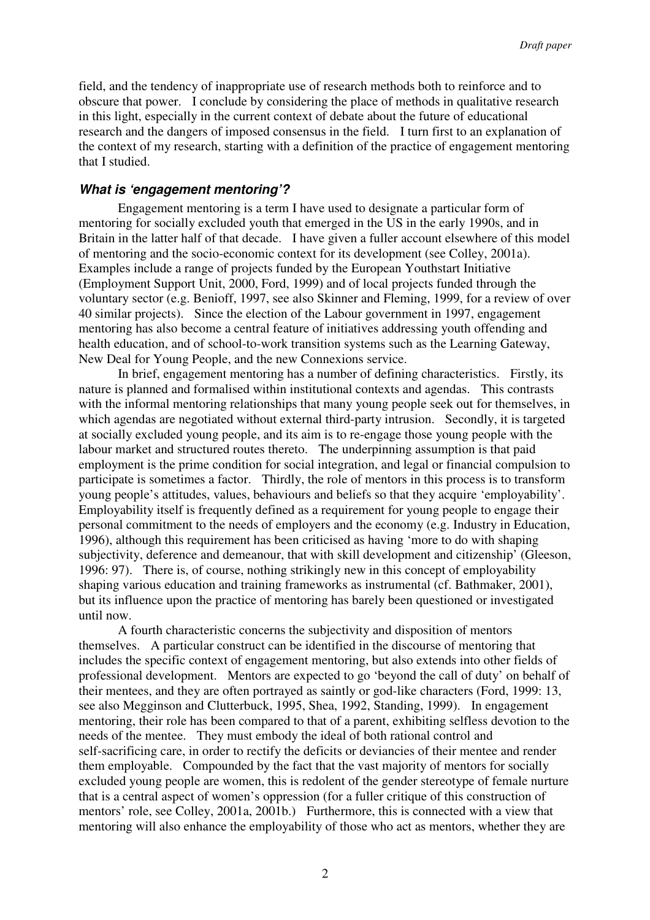field, and the tendency of inappropriate use of research methods both to reinforce and to obscure that power. I conclude by considering the place of methods in qualitative research in this light, especially in the current context of debate about the future of educational research and the dangers of imposed consensus in the field. I turn first to an explanation of the context of my research, starting with a definition of the practice of engagement mentoring that I studied.

### *What is 'engagement mentoring'?*

Engagement mentoring is a term I have used to designate a particular form of mentoring for socially excluded youth that emerged in the US in the early 1990s, and in Britain in the latter half of that decade. I have given a fuller account elsewhere of this model of mentoring and the socio-economic context for its development (see Colley, 2001a). Examples include a range of projects funded by the European Youthstart Initiative (Employment Support Unit, 2000, Ford, 1999) and of local projects funded through the voluntary sector (e.g. Benioff, 1997, see also Skinner and Fleming, 1999, for a review of over 40 similar projects). Since the election of the Labour government in 1997, engagement mentoring has also become a central feature of initiatives addressing youth offending and health education, and of school-to-work transition systems such as the Learning Gateway, New Deal for Young People, and the new Connexions service.

In brief, engagement mentoring has a number of defining characteristics. Firstly, its nature is planned and formalised within institutional contexts and agendas. This contrasts with the informal mentoring relationships that many young people seek out for themselves, in which agendas are negotiated without external third-party intrusion. Secondly, it is targeted at socially excluded young people, and its aim is to re-engage those young people with the labour market and structured routes thereto. The underpinning assumption is that paid employment is the prime condition for social integration, and legal or financial compulsion to participate is sometimes a factor. Thirdly, the role of mentors in this process is to transform young people's attitudes, values, behaviours and beliefs so that they acquire 'employability'. Employability itself is frequently defined as a requirement for young people to engage their personal commitment to the needs of employers and the economy (e.g. Industry in Education, 1996), although this requirement has been criticised as having 'more to do with shaping subjectivity, deference and demeanour, that with skill development and citizenship' (Gleeson, 1996: 97). There is, of course, nothing strikingly new in this concept of employability shaping various education and training frameworks as instrumental (cf. Bathmaker, 2001), but its influence upon the practice of mentoring has barely been questioned or investigated until now.

A fourth characteristic concerns the subjectivity and disposition of mentors themselves. A particular construct can be identified in the discourse of mentoring that includes the specific context of engagement mentoring, but also extends into other fields of professional development. Mentors are expected to go 'beyond the call of duty' on behalf of their mentees, and they are often portrayed as saintly or god-like characters (Ford, 1999: 13, see also Megginson and Clutterbuck, 1995, Shea, 1992, Standing, 1999). In engagement mentoring, their role has been compared to that of a parent, exhibiting selfless devotion to the needs of the mentee. They must embody the ideal of both rational control and self-sacrificing care, in order to rectify the deficits or deviancies of their mentee and render them employable. Compounded by the fact that the vast majority of mentors for socially excluded young people are women, this is redolent of the gender stereotype of female nurture that is a central aspect of women's oppression (for a fuller critique of this construction of mentors' role, see Colley, 2001a, 2001b.) Furthermore, this is connected with a view that mentoring will also enhance the employability of those who act as mentors, whether they are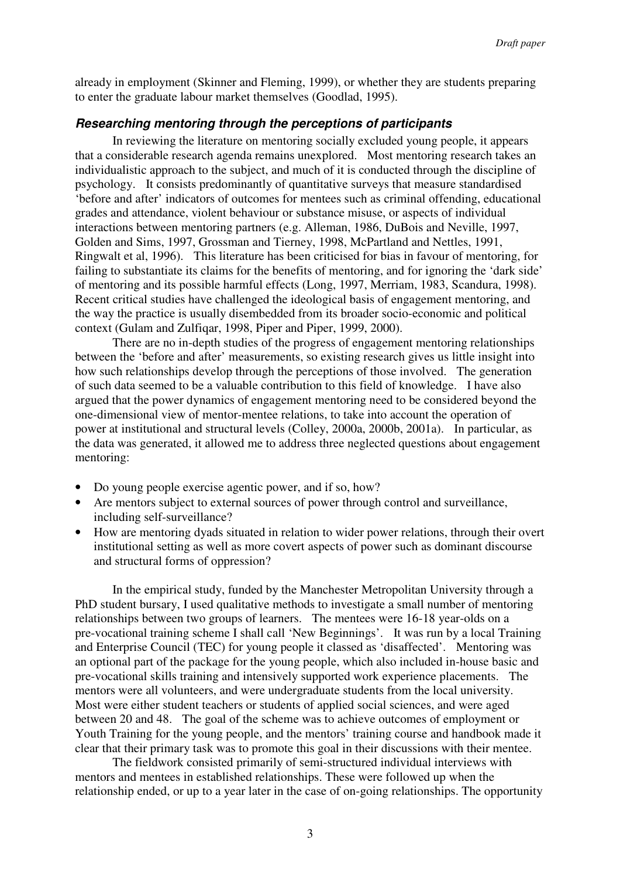already in employment (Skinner and Fleming, 1999), or whether they are students preparing to enter the graduate labour market themselves (Goodlad, 1995).

### *Researching mentoring through the perceptions of participants*

In reviewing the literature on mentoring socially excluded young people, it appears that a considerable research agenda remains unexplored. Most mentoring research takes an individualistic approach to the subject, and much of it is conducted through the discipline of psychology. It consists predominantly of quantitative surveys that measure standardised 'before and after' indicators of outcomes for mentees such as criminal offending, educational grades and attendance, violent behaviour or substance misuse, or aspects of individual interactions between mentoring partners (e.g. Alleman, 1986, DuBois and Neville, 1997, Golden and Sims, 1997, Grossman and Tierney, 1998, McPartland and Nettles, 1991, Ringwalt et al, 1996). This literature has been criticised for bias in favour of mentoring, for failing to substantiate its claims for the benefits of mentoring, and for ignoring the 'dark side' of mentoring and its possible harmful effects (Long, 1997, Merriam, 1983, Scandura, 1998). Recent critical studies have challenged the ideological basis of engagement mentoring, and the way the practice is usually disembedded from its broader socio-economic and political context (Gulam and Zulfiqar, 1998, Piper and Piper, 1999, 2000).

There are no in-depth studies of the progress of engagement mentoring relationships between the 'before and after' measurements, so existing research gives us little insight into how such relationships develop through the perceptions of those involved. The generation of such data seemed to be a valuable contribution to this field of knowledge. I have also argued that the power dynamics of engagement mentoring need to be considered beyond the one-dimensional view of mentor-mentee relations, to take into account the operation of power at institutional and structural levels (Colley, 2000a, 2000b, 2001a). In particular, as the data was generated, it allowed me to address three neglected questions about engagement mentoring:

- Do young people exercise agentic power, and if so, how?
- Are mentors subject to external sources of power through control and surveillance, including self-surveillance?
- How are mentoring dyads situated in relation to wider power relations, through their overt institutional setting as well as more covert aspects of power such as dominant discourse and structural forms of oppression?

In the empirical study, funded by the Manchester Metropolitan University through a PhD student bursary, I used qualitative methods to investigate a small number of mentoring relationships between two groups of learners. The mentees were 16-18 year-olds on a pre-vocational training scheme I shall call 'New Beginnings'. It was run by a local Training and Enterprise Council (TEC) for young people it classed as 'disaffected'. Mentoring was an optional part of the package for the young people, which also included in-house basic and pre-vocational skills training and intensively supported work experience placements. The mentors were all volunteers, and were undergraduate students from the local university. Most were either student teachers or students of applied social sciences, and were aged between 20 and 48. The goal of the scheme was to achieve outcomes of employment or Youth Training for the young people, and the mentors' training course and handbook made it clear that their primary task was to promote this goal in their discussions with their mentee.

The fieldwork consisted primarily of semi-structured individual interviews with mentors and mentees in established relationships. These were followed up when the relationship ended, or up to a year later in the case of on-going relationships. The opportunity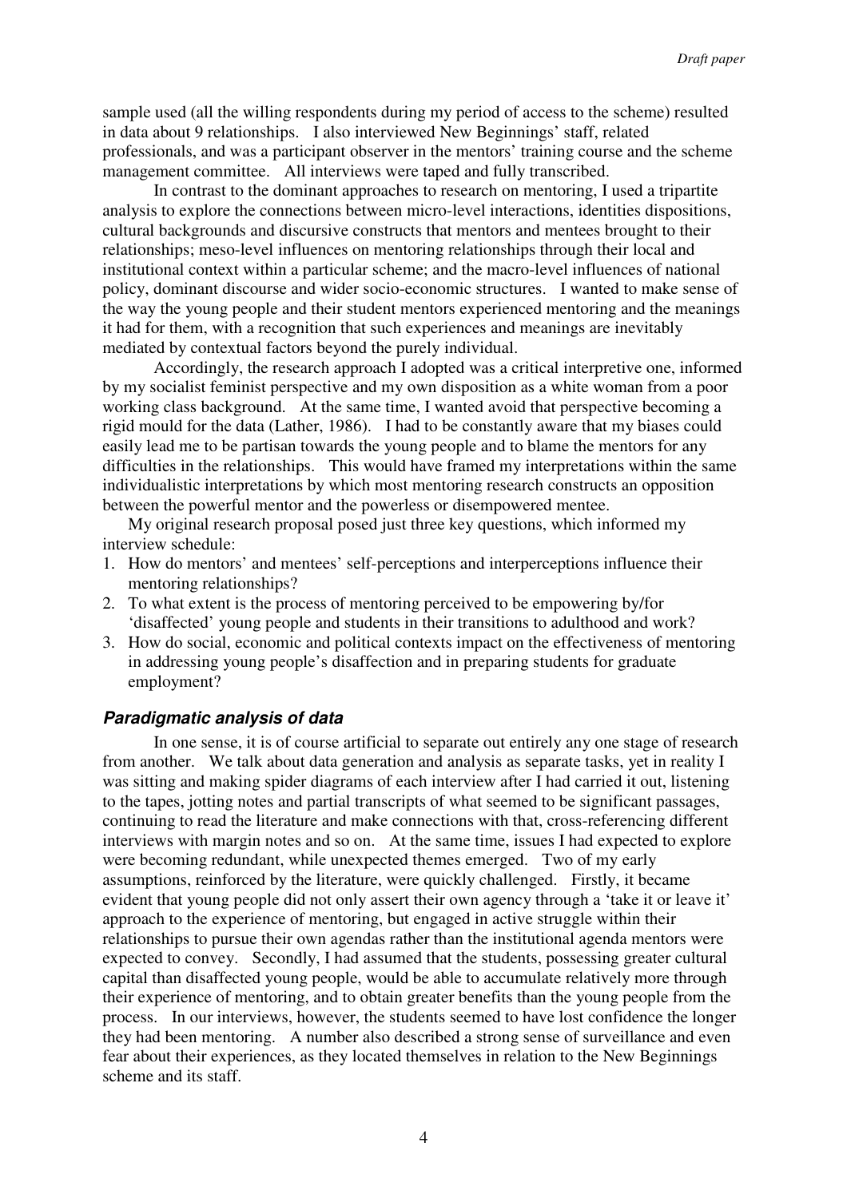sample used (all the willing respondents during my period of access to the scheme) resulted in data about 9 relationships. I also interviewed New Beginnings' staff, related professionals, and was a participant observer in the mentors' training course and the scheme management committee. All interviews were taped and fully transcribed.

In contrast to the dominant approaches to research on mentoring, I used a tripartite analysis to explore the connections between micro-level interactions, identities dispositions, cultural backgrounds and discursive constructs that mentors and mentees brought to their relationships; meso-level influences on mentoring relationships through their local and institutional context within a particular scheme; and the macro-level influences of national policy, dominant discourse and wider socio-economic structures. I wanted to make sense of the way the young people and their student mentors experienced mentoring and the meanings it had for them, with a recognition that such experiences and meanings are inevitably mediated by contextual factors beyond the purely individual.

Accordingly, the research approach I adopted was a critical interpretive one, informed by my socialist feminist perspective and my own disposition as a white woman from a poor working class background. At the same time, I wanted avoid that perspective becoming a rigid mould for the data (Lather, 1986). I had to be constantly aware that my biases could easily lead me to be partisan towards the young people and to blame the mentors for any difficulties in the relationships. This would have framed my interpretations within the same individualistic interpretations by which most mentoring research constructs an opposition between the powerful mentor and the powerless or disempowered mentee.

My original research proposal posed just three key questions, which informed my interview schedule:

1. How do mentors' and mentees' self-perceptions and interperceptions influence their mentoring relationships?
2. To what extent is the process of mentoring perceived to be empowering by/for 'disaffected' young people and students in their transitions to adulthood and work?
3. How do social, economic and political contexts impact on the effectiveness of mentoring in addressing young people's disaffection and in preparing students for graduate employment?

### *Paradigmatic analysis of data*

In one sense, it is of course artificial to separate out entirely any one stage of research from another. We talk about data generation and analysis as separate tasks, yet in reality I was sitting and making spider diagrams of each interview after I had carried it out, listening to the tapes, jotting notes and partial transcripts of what seemed to be significant passages, continuing to read the literature and make connections with that, cross-referencing different interviews with margin notes and so on. At the same time, issues I had expected to explore were becoming redundant, while unexpected themes emerged. Two of my early assumptions, reinforced by the literature, were quickly challenged. Firstly, it became evident that young people did not only assert their own agency through a 'take it or leave it' approach to the experience of mentoring, but engaged in active struggle within their relationships to pursue their own agendas rather than the institutional agenda mentors were expected to convey. Secondly, I had assumed that the students, possessing greater cultural capital than disaffected young people, would be able to accumulate relatively more through their experience of mentoring, and to obtain greater benefits than the young people from the process. In our interviews, however, the students seemed to have lost confidence the longer they had been mentoring. A number also described a strong sense of surveillance and even fear about their experiences, as they located themselves in relation to the New Beginnings scheme and its staff.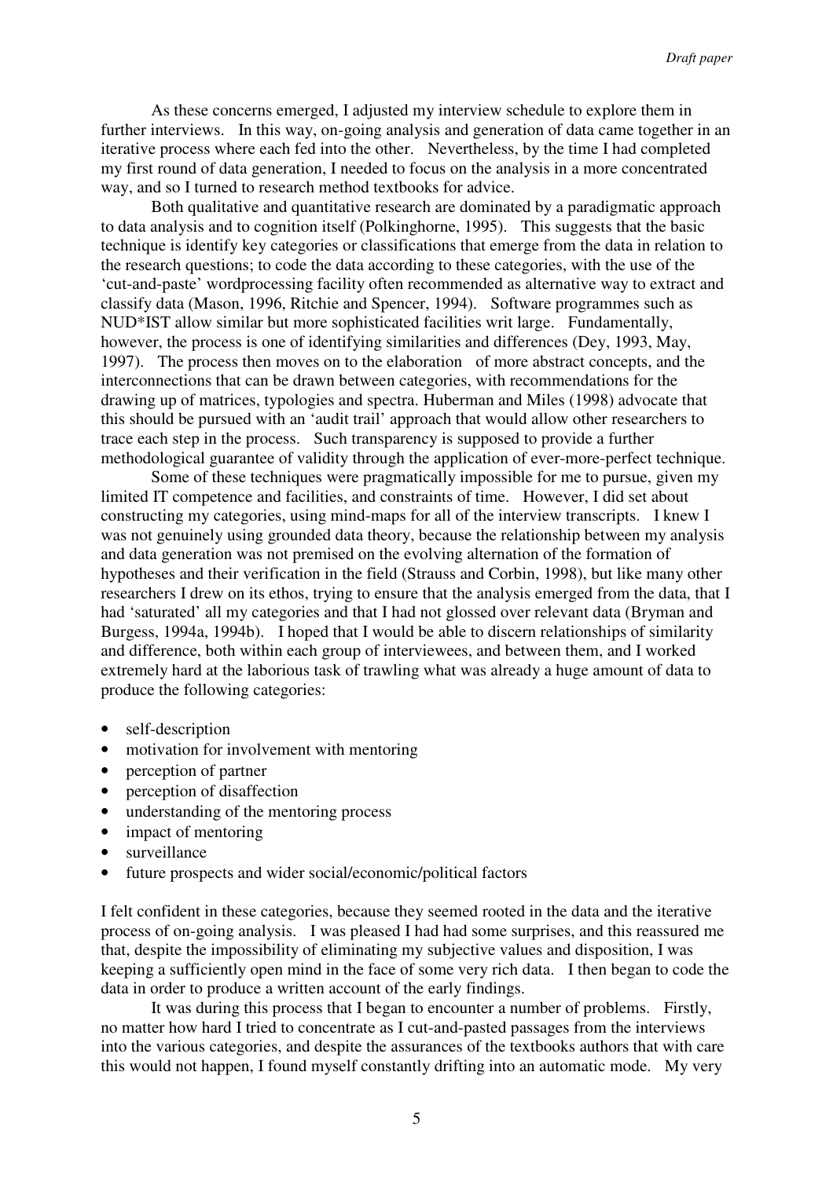As these concerns emerged, I adjusted my interview schedule to explore them in further interviews. In this way, on-going analysis and generation of data came together in an iterative process where each fed into the other. Nevertheless, by the time I had completed my first round of data generation, I needed to focus on the analysis in a more concentrated way, and so I turned to research method textbooks for advice.

Both qualitative and quantitative research are dominated by a paradigmatic approach to data analysis and to cognition itself (Polkinghorne, 1995). This suggests that the basic technique is identify key categories or classifications that emerge from the data in relation to the research questions; to code the data according to these categories, with the use of the 'cut-and-paste' wordprocessing facility often recommended as alternative way to extract and classify data (Mason, 1996, Ritchie and Spencer, 1994). Software programmes such as NUD*IST allow similar but more sophisticated facilities writ large. Fundamentally, however, the process is one of identifying similarities and differences (Dey, 1993, May, 1997). The process then moves on to the elaboration of more abstract concepts, and the interconnections that can be drawn between categories, with recommendations for the drawing up of matrices, typologies and spectra. Huberman and Miles (1998) advocate that this should be pursued with an 'audit trail' approach that would allow other researchers to trace each step in the process. Such transparency is supposed to provide a further methodological guarantee of validity through the application of ever-more-perfect technique.

Some of these techniques were pragmatically impossible for me to pursue, given my limited IT competence and facilities, and constraints of time. However, I did set about constructing my categories, using mind-maps for all of the interview transcripts. I knew I was not genuinely using grounded data theory, because the relationship between my analysis and data generation was not premised on the evolving alternation of the formation of hypotheses and their verification in the field (Strauss and Corbin, 1998), but like many other researchers I drew on its ethos, trying to ensure that the analysis emerged from the data, that I had 'saturated' all my categories and that I had not glossed over relevant data (Bryman and Burgess, 1994a, 1994b). I hoped that I would be able to discern relationships of similarity and difference, both within each group of interviewees, and between them, and I worked extremely hard at the laborious task of trawling what was already a huge amount of data to produce the following categories:

- self-description
- motivation for involvement with mentoring
- perception of partner
- perception of disaffection
- understanding of the mentoring process
- impact of mentoring
- surveillance
- future prospects and wider social/economic/political factors

I felt confident in these categories, because they seemed rooted in the data and the iterative process of on-going analysis. I was pleased I had had some surprises, and this reassured me that, despite the impossibility of eliminating my subjective values and disposition, I was keeping a sufficiently open mind in the face of some very rich data. I then began to code the data in order to produce a written account of the early findings.

It was during this process that I began to encounter a number of problems. Firstly, no matter how hard I tried to concentrate as I cut-and-pasted passages from the interviews into the various categories, and despite the assurances of the textbooks authors that with care this would not happen, I found myself constantly drifting into an automatic mode. My very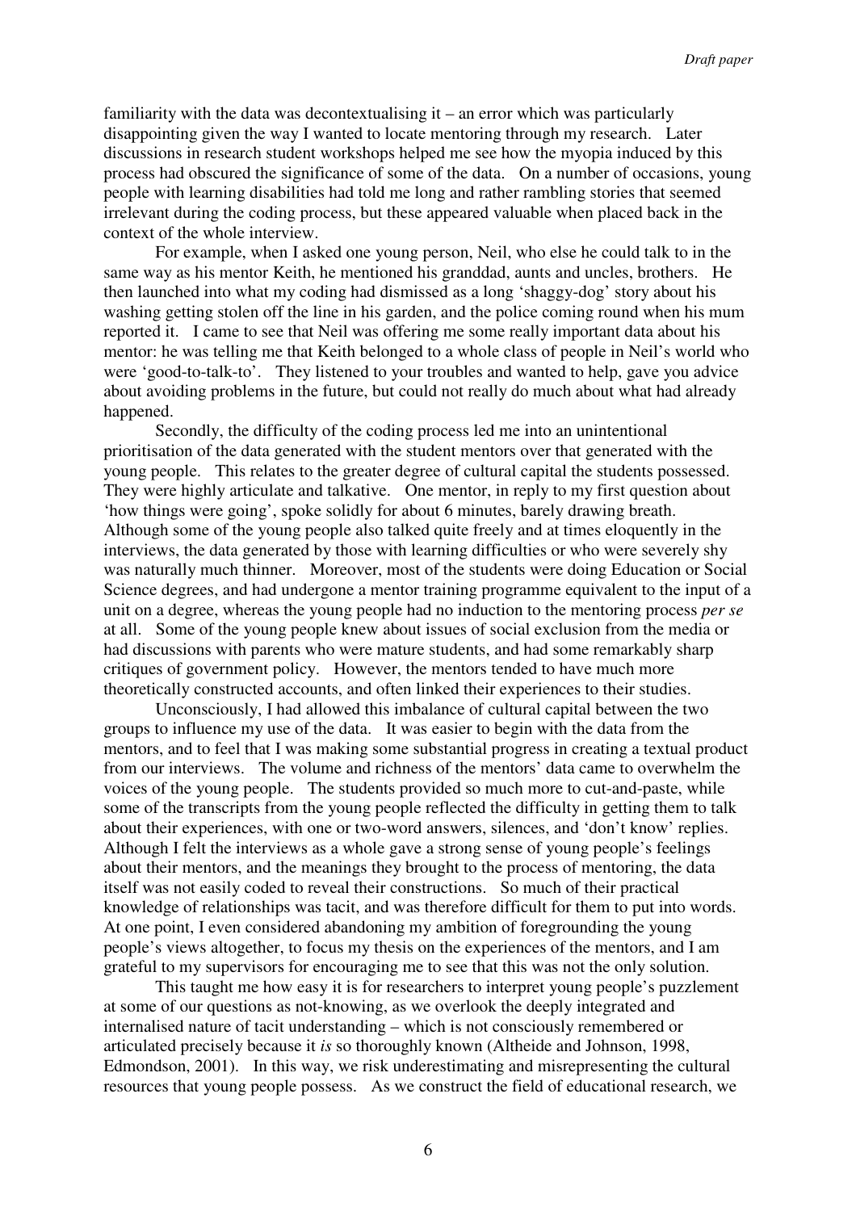familiarity with the data was decontextualising it – an error which was particularly disappointing given the way I wanted to locate mentoring through my research. Later discussions in research student workshops helped me see how the myopia induced by this process had obscured the significance of some of the data. On a number of occasions, young people with learning disabilities had told me long and rather rambling stories that seemed irrelevant during the coding process, but these appeared valuable when placed back in the context of the whole interview.

For example, when I asked one young person, Neil, who else he could talk to in the same way as his mentor Keith, he mentioned his granddad, aunts and uncles, brothers. He then launched into what my coding had dismissed as a long 'shaggy-dog' story about his washing getting stolen off the line in his garden, and the police coming round when his mum reported it. I came to see that Neil was offering me some really important data about his mentor: he was telling me that Keith belonged to a whole class of people in Neil's world who were 'good-to-talk-to'. They listened to your troubles and wanted to help, gave you advice about avoiding problems in the future, but could not really do much about what had already happened.

Secondly, the difficulty of the coding process led me into an unintentional prioritisation of the data generated with the student mentors over that generated with the young people. This relates to the greater degree of cultural capital the students possessed. They were highly articulate and talkative. One mentor, in reply to my first question about 'how things were going', spoke solidly for about 6 minutes, barely drawing breath. Although some of the young people also talked quite freely and at times eloquently in the interviews, the data generated by those with learning difficulties or who were severely shy was naturally much thinner. Moreover, most of the students were doing Education or Social Science degrees, and had undergone a mentor training programme equivalent to the input of a unit on a degree, whereas the young people had no induction to the mentoring process *per se* at all. Some of the young people knew about issues of social exclusion from the media or had discussions with parents who were mature students, and had some remarkably sharp critiques of government policy. However, the mentors tended to have much more theoretically constructed accounts, and often linked their experiences to their studies.

Unconsciously, I had allowed this imbalance of cultural capital between the two groups to influence my use of the data. It was easier to begin with the data from the mentors, and to feel that I was making some substantial progress in creating a textual product from our interviews. The volume and richness of the mentors' data came to overwhelm the voices of the young people. The students provided so much more to cut-and-paste, while some of the transcripts from the young people reflected the difficulty in getting them to talk about their experiences, with one or two-word answers, silences, and 'don't know' replies. Although I felt the interviews as a whole gave a strong sense of young people's feelings about their mentors, and the meanings they brought to the process of mentoring, the data itself was not easily coded to reveal their constructions. So much of their practical knowledge of relationships was tacit, and was therefore difficult for them to put into words. At one point, I even considered abandoning my ambition of foregrounding the young people's views altogether, to focus my thesis on the experiences of the mentors, and I am grateful to my supervisors for encouraging me to see that this was not the only solution.

This taught me how easy it is for researchers to interpret young people's puzzlement at some of our questions as not-knowing, as we overlook the deeply integrated and internalised nature of tacit understanding – which is not consciously remembered or articulated precisely because it *is* so thoroughly known (Altheide and Johnson, 1998, Edmondson, 2001). In this way, we risk underestimating and misrepresenting the cultural resources that young people possess. As we construct the field of educational research, we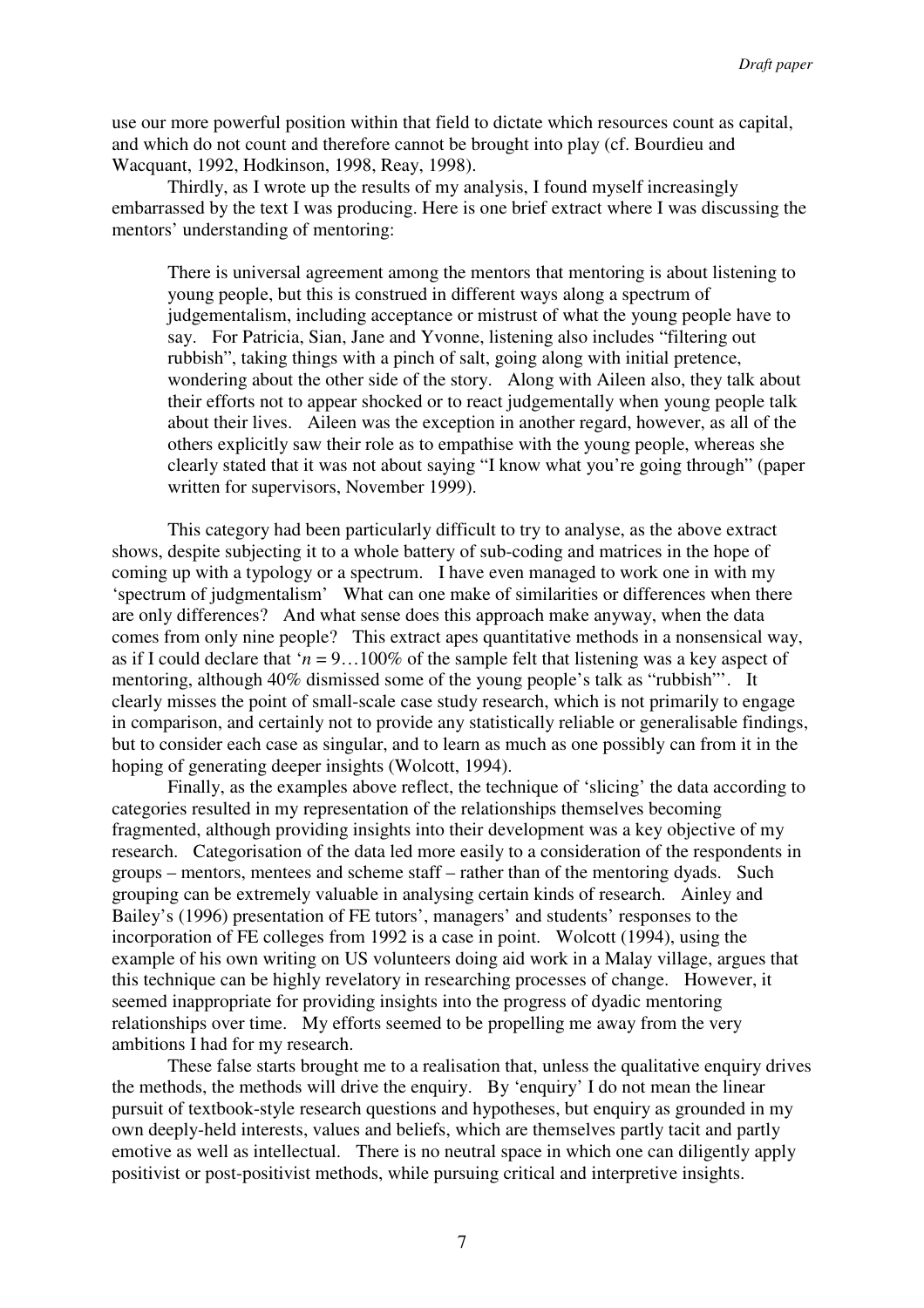use our more powerful position within that field to dictate which resources count as capital, and which do not count and therefore cannot be brought into play (cf. Bourdieu and Wacquant, 1992, Hodkinson, 1998, Reay, 1998).

Thirdly, as I wrote up the results of my analysis, I found myself increasingly embarrassed by the text I was producing. Here is one brief extract where I was discussing the mentors' understanding of mentoring:

> There is universal agreement among the mentors that mentoring is about listening to young people, but this is construed in different ways along a spectrum of judgementalism, including acceptance or mistrust of what the young people have to say. For Patricia, Sian, Jane and Yvonne, listening also includes "filtering out rubbish", taking things with a pinch of salt, going along with initial pretence, wondering about the other side of the story. Along with Aileen also, they talk about their efforts not to appear shocked or to react judgementally when young people talk about their lives. Aileen was the exception in another regard, however, as all of the others explicitly saw their role as to empathise with the young people, whereas she clearly stated that it was not about saying "I know what you're going through" (paper written for supervisors, November 1999).

This category had been particularly difficult to try to analyse, as the above extract shows, despite subjecting it to a whole battery of sub-coding and matrices in the hope of coming up with a typology or a spectrum. I have even managed to work one in with my 'spectrum of judgmentalism' What can one make of similarities or differences when there are only differences? And what sense does this approach make anyway, when the data comes from only nine people? This extract apes quantitative methods in a nonsensical way, as if I could declare that '*n* = 9…100% of the sample felt that listening was a key aspect of mentoring, although 40% dismissed some of the young people's talk as "rubbish"'. It clearly misses the point of small-scale case study research, which is not primarily to engage in comparison, and certainly not to provide any statistically reliable or generalisable findings, but to consider each case as singular, and to learn as much as one possibly can from it in the hoping of generating deeper insights (Wolcott, 1994).

Finally, as the examples above reflect, the technique of 'slicing' the data according to categories resulted in my representation of the relationships themselves becoming fragmented, although providing insights into their development was a key objective of my research. Categorisation of the data led more easily to a consideration of the respondents in groups – mentors, mentees and scheme staff – rather than of the mentoring dyads. Such grouping can be extremely valuable in analysing certain kinds of research. Ainley and Bailey's (1996) presentation of FE tutors', managers' and students' responses to the incorporation of FE colleges from 1992 is a case in point. Wolcott (1994), using the example of his own writing on US volunteers doing aid work in a Malay village, argues that this technique can be highly revelatory in researching processes of change. However, it seemed inappropriate for providing insights into the progress of dyadic mentoring relationships over time. My efforts seemed to be propelling me away from the very ambitions I had for my research.

These false starts brought me to a realisation that, unless the qualitative enquiry drives the methods, the methods will drive the enquiry. By 'enquiry' I do not mean the linear pursuit of textbook-style research questions and hypotheses, but enquiry as grounded in my own deeply-held interests, values and beliefs, which are themselves partly tacit and partly emotive as well as intellectual. There is no neutral space in which one can diligently apply positivist or post-positivist methods, while pursuing critical and interpretive insights.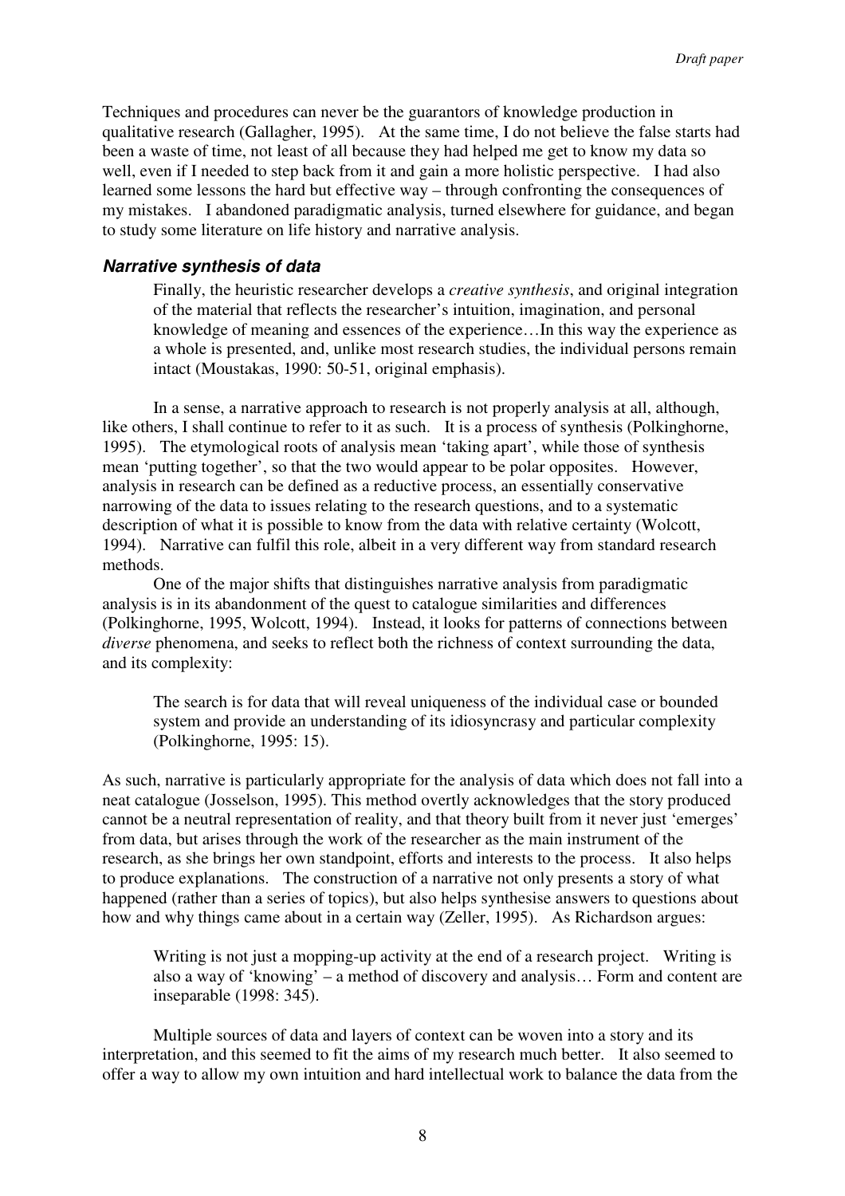Techniques and procedures can never be the guarantors of knowledge production in qualitative research (Gallagher, 1995). At the same time, I do not believe the false starts had been a waste of time, not least of all because they had helped me get to know my data so well, even if I needed to step back from it and gain a more holistic perspective. I had also learned some lessons the hard but effective way – through confronting the consequences of my mistakes. I abandoned paradigmatic analysis, turned elsewhere for guidance, and began to study some literature on life history and narrative analysis.

### ***Narrative synthesis of data***

> Finally, the heuristic researcher develops a *creative synthesis*, and original integration of the material that reflects the researcher's intuition, imagination, and personal knowledge of meaning and essences of the experience…In this way the experience as a whole is presented, and, unlike most research studies, the individual persons remain intact (Moustakas, 1990: 50-51, original emphasis).

In a sense, a narrative approach to research is not properly analysis at all, although, like others, I shall continue to refer to it as such. It is a process of synthesis (Polkinghorne, 1995). The etymological roots of analysis mean 'taking apart', while those of synthesis mean 'putting together', so that the two would appear to be polar opposites. However, analysis in research can be defined as a reductive process, an essentially conservative narrowing of the data to issues relating to the research questions, and to a systematic description of what it is possible to know from the data with relative certainty (Wolcott, 1994). Narrative can fulfil this role, albeit in a very different way from standard research methods.

One of the major shifts that distinguishes narrative analysis from paradigmatic analysis is in its abandonment of the quest to catalogue similarities and differences (Polkinghorne, 1995, Wolcott, 1994). Instead, it looks for patterns of connections between *diverse* phenomena, and seeks to reflect both the richness of context surrounding the data, and its complexity:

> The search is for data that will reveal uniqueness of the individual case or bounded system and provide an understanding of its idiosyncrasy and particular complexity (Polkinghorne, 1995: 15).

As such, narrative is particularly appropriate for the analysis of data which does not fall into a neat catalogue (Josselson, 1995). This method overtly acknowledges that the story produced cannot be a neutral representation of reality, and that theory built from it never just 'emerges' from data, but arises through the work of the researcher as the main instrument of the research, as she brings her own standpoint, efforts and interests to the process. It also helps to produce explanations. The construction of a narrative not only presents a story of what happened (rather than a series of topics), but also helps synthesise answers to questions about how and why things came about in a certain way (Zeller, 1995). As Richardson argues:

> Writing is not just a mopping-up activity at the end of a research project. Writing is also a way of 'knowing' – a method of discovery and analysis… Form and content are inseparable (1998: 345).

Multiple sources of data and layers of context can be woven into a story and its interpretation, and this seemed to fit the aims of my research much better. It also seemed to offer a way to allow my own intuition and hard intellectual work to balance the data from the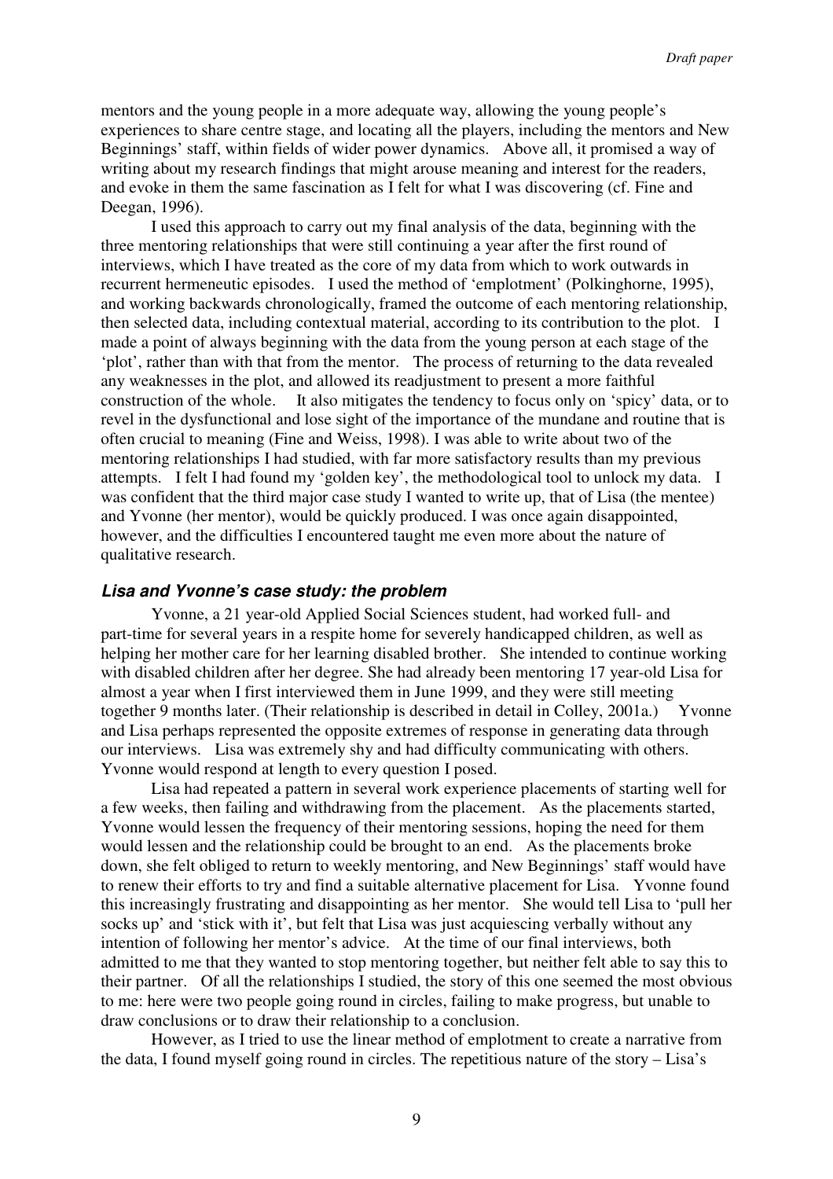mentors and the young people in a more adequate way, allowing the young people's experiences to share centre stage, and locating all the players, including the mentors and New Beginnings' staff, within fields of wider power dynamics. Above all, it promised a way of writing about my research findings that might arouse meaning and interest for the readers, and evoke in them the same fascination as I felt for what I was discovering (cf. Fine and Deegan, 1996).

I used this approach to carry out my final analysis of the data, beginning with the three mentoring relationships that were still continuing a year after the first round of interviews, which I have treated as the core of my data from which to work outwards in recurrent hermeneutic episodes. I used the method of 'emplotment' (Polkinghorne, 1995), and working backwards chronologically, framed the outcome of each mentoring relationship, then selected data, including contextual material, according to its contribution to the plot. I made a point of always beginning with the data from the young person at each stage of the 'plot', rather than with that from the mentor. The process of returning to the data revealed any weaknesses in the plot, and allowed its readjustment to present a more faithful construction of the whole. It also mitigates the tendency to focus only on 'spicy' data, or to revel in the dysfunctional and lose sight of the importance of the mundane and routine that is often crucial to meaning (Fine and Weiss, 1998). I was able to write about two of the mentoring relationships I had studied, with far more satisfactory results than my previous attempts. I felt I had found my 'golden key', the methodological tool to unlock my data. I was confident that the third major case study I wanted to write up, that of Lisa (the mentee) and Yvonne (her mentor), would be quickly produced. I was once again disappointed, however, and the difficulties I encountered taught me even more about the nature of qualitative research.

### *Lisa and Yvonne's case study: the problem*

Yvonne, a 21 year-old Applied Social Sciences student, had worked full- and part-time for several years in a respite home for severely handicapped children, as well as helping her mother care for her learning disabled brother. She intended to continue working with disabled children after her degree. She had already been mentoring 17 year-old Lisa for almost a year when I first interviewed them in June 1999, and they were still meeting together 9 months later. (Their relationship is described in detail in Colley, 2001a.) Yvonne and Lisa perhaps represented the opposite extremes of response in generating data through our interviews. Lisa was extremely shy and had difficulty communicating with others. Yvonne would respond at length to every question I posed.

Lisa had repeated a pattern in several work experience placements of starting well for a few weeks, then failing and withdrawing from the placement. As the placements started, Yvonne would lessen the frequency of their mentoring sessions, hoping the need for them would lessen and the relationship could be brought to an end. As the placements broke down, she felt obliged to return to weekly mentoring, and New Beginnings' staff would have to renew their efforts to try and find a suitable alternative placement for Lisa. Yvonne found this increasingly frustrating and disappointing as her mentor. She would tell Lisa to 'pull her socks up' and 'stick with it', but felt that Lisa was just acquiescing verbally without any intention of following her mentor's advice. At the time of our final interviews, both admitted to me that they wanted to stop mentoring together, but neither felt able to say this to their partner. Of all the relationships I studied, the story of this one seemed the most obvious to me: here were two people going round in circles, failing to make progress, but unable to draw conclusions or to draw their relationship to a conclusion.

However, as I tried to use the linear method of emplotment to create a narrative from the data, I found myself going round in circles. The repetitious nature of the story – Lisa's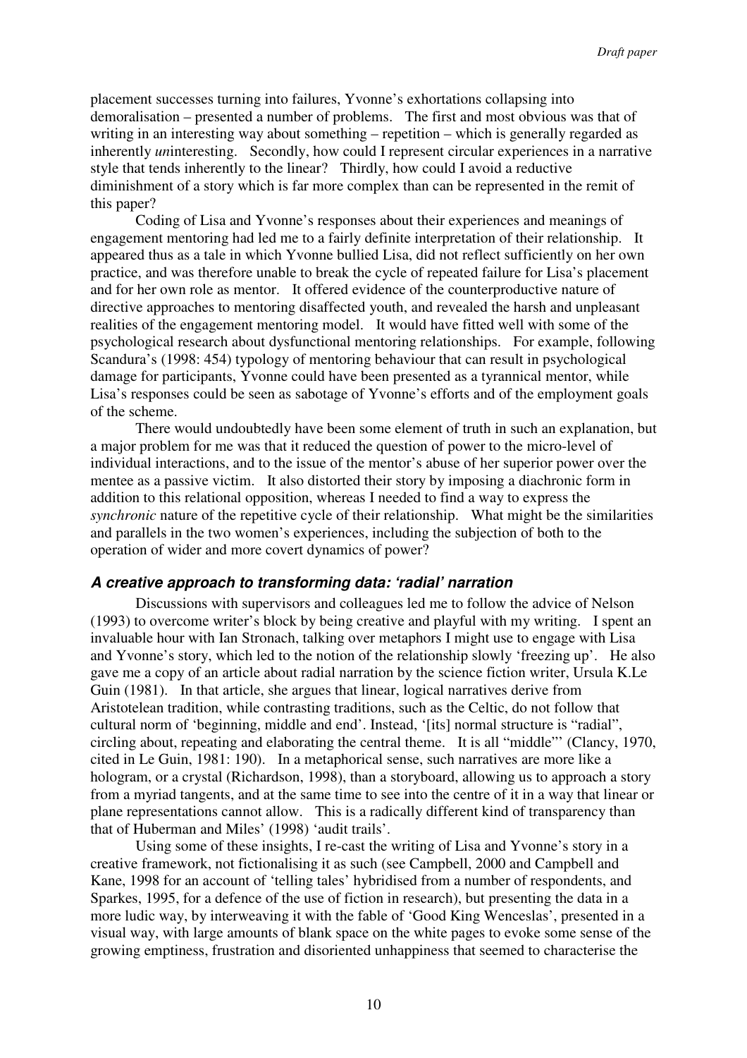placement successes turning into failures, Yvonne's exhortations collapsing into demoralisation – presented a number of problems. The first and most obvious was that of writing in an interesting way about something – repetition – which is generally regarded as inherently *un*interesting. Secondly, how could I represent circular experiences in a narrative style that tends inherently to the linear? Thirdly, how could I avoid a reductive diminishment of a story which is far more complex than can be represented in the remit of this paper?

Coding of Lisa and Yvonne's responses about their experiences and meanings of engagement mentoring had led me to a fairly definite interpretation of their relationship. It appeared thus as a tale in which Yvonne bullied Lisa, did not reflect sufficiently on her own practice, and was therefore unable to break the cycle of repeated failure for Lisa's placement and for her own role as mentor. It offered evidence of the counterproductive nature of directive approaches to mentoring disaffected youth, and revealed the harsh and unpleasant realities of the engagement mentoring model. It would have fitted well with some of the psychological research about dysfunctional mentoring relationships. For example, following Scandura's (1998: 454) typology of mentoring behaviour that can result in psychological damage for participants, Yvonne could have been presented as a tyrannical mentor, while Lisa's responses could be seen as sabotage of Yvonne's efforts and of the employment goals of the scheme.

There would undoubtedly have been some element of truth in such an explanation, but a major problem for me was that it reduced the question of power to the micro-level of individual interactions, and to the issue of the mentor's abuse of her superior power over the mentee as a passive victim. It also distorted their story by imposing a diachronic form in addition to this relational opposition, whereas I needed to find a way to express the *synchronic* nature of the repetitive cycle of their relationship. What might be the similarities and parallels in the two women's experiences, including the subjection of both to the operation of wider and more covert dynamics of power?

### *A creative approach to transforming data: 'radial' narration*

Discussions with supervisors and colleagues led me to follow the advice of Nelson (1993) to overcome writer's block by being creative and playful with my writing. I spent an invaluable hour with Ian Stronach, talking over metaphors I might use to engage with Lisa and Yvonne's story, which led to the notion of the relationship slowly 'freezing up'. He also gave me a copy of an article about radial narration by the science fiction writer, Ursula K.Le Guin (1981). In that article, she argues that linear, logical narratives derive from Aristotelean tradition, while contrasting traditions, such as the Celtic, do not follow that cultural norm of 'beginning, middle and end'. Instead, '[its] normal structure is "radial", circling about, repeating and elaborating the central theme. It is all "middle"' (Clancy, 1970, cited in Le Guin, 1981: 190). In a metaphorical sense, such narratives are more like a hologram, or a crystal (Richardson, 1998), than a storyboard, allowing us to approach a story from a myriad tangents, and at the same time to see into the centre of it in a way that linear or plane representations cannot allow. This is a radically different kind of transparency than that of Huberman and Miles' (1998) 'audit trails'.

Using some of these insights, I re-cast the writing of Lisa and Yvonne's story in a creative framework, not fictionalising it as such (see Campbell, 2000 and Campbell and Kane, 1998 for an account of 'telling tales' hybridised from a number of respondents, and Sparkes, 1995, for a defence of the use of fiction in research), but presenting the data in a more ludic way, by interweaving it with the fable of 'Good King Wenceslas', presented in a visual way, with large amounts of blank space on the white pages to evoke some sense of the growing emptiness, frustration and disoriented unhappiness that seemed to characterise the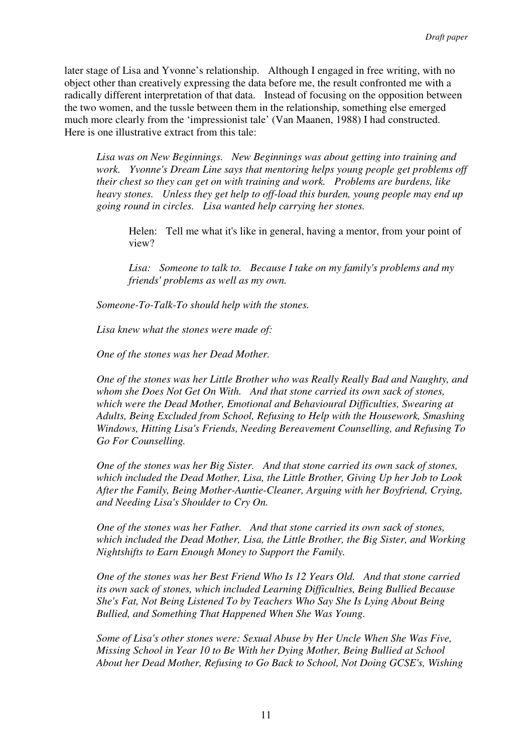later stage of Lisa and Yvonne's relationship. Although I engaged in free writing, with no object other than creatively expressing the data before me, the result confronted me with a radically different interpretation of that data. Instead of focusing on the opposition between the two women, and the tussle between them in the relationship, something else emerged much more clearly from the 'impressionist tale' (Van Maanen, 1988) I had constructed. Here is one illustrative extract from this tale:

> *Lisa was on New Beginnings. New Beginnings was about getting into training and work. Yvonne's Dream Line says that mentoring helps young people get problems off their chest so they can get on with training and work. Problems are burdens, like heavy stones. Unless they get help to off-load this burden, young people may end up going round in circles. Lisa wanted help carrying her stones.*
>
> > Helen: Tell me what it's like in general, having a mentor, from your point of view?
> >
> > *Lisa: Someone to talk to. Because I take on my family's problems and my friends' problems as well as my own.*
>
> *Someone-To-Talk-To should help with the stones.*
>
> *Lisa knew what the stones were made of:*
>
> *One of the stones was her Dead Mother.*
>
> *One of the stones was her Little Brother who was Really Really Bad and Naughty, and whom she Does Not Get On With. And that stone carried its own sack of stones, which were the Dead Mother, Emotional and Behavioural Difficulties, Swearing at Adults, Being Excluded from School, Refusing to Help with the Housework, Smashing Windows, Hitting Lisa's Friends, Needing Bereavement Counselling, and Refusing To Go For Counselling.*
>
> *One of the stones was her Big Sister. And that stone carried its own sack of stones, which included the Dead Mother, Lisa, the Little Brother, Giving Up her Job to Look After the Family, Being Mother-Auntie-Cleaner, Arguing with her Boyfriend, Crying, and Needing Lisa's Shoulder to Cry On.*
>
> *One of the stones was her Father. And that stone carried its own sack of stones, which included the Dead Mother, Lisa, the Little Brother, the Big Sister, and Working Nightshifts to Earn Enough Money to Support the Family.*
>
> *One of the stones was her Best Friend Who Is 12 Years Old. And that stone carried its own sack of stones, which included Learning Difficulties, Being Bullied Because She's Fat, Not Being Listened To by Teachers Who Say She Is Lying About Being Bullied, and Something That Happened When She Was Young.*
>
> *Some of Lisa's other stones were: Sexual Abuse by Her Uncle When She Was Five, Missing School in Year 10 to Be With her Dying Mother, Being Bullied at School About her Dead Mother, Refusing to Go Back to School, Not Doing GCSE's, Wishing*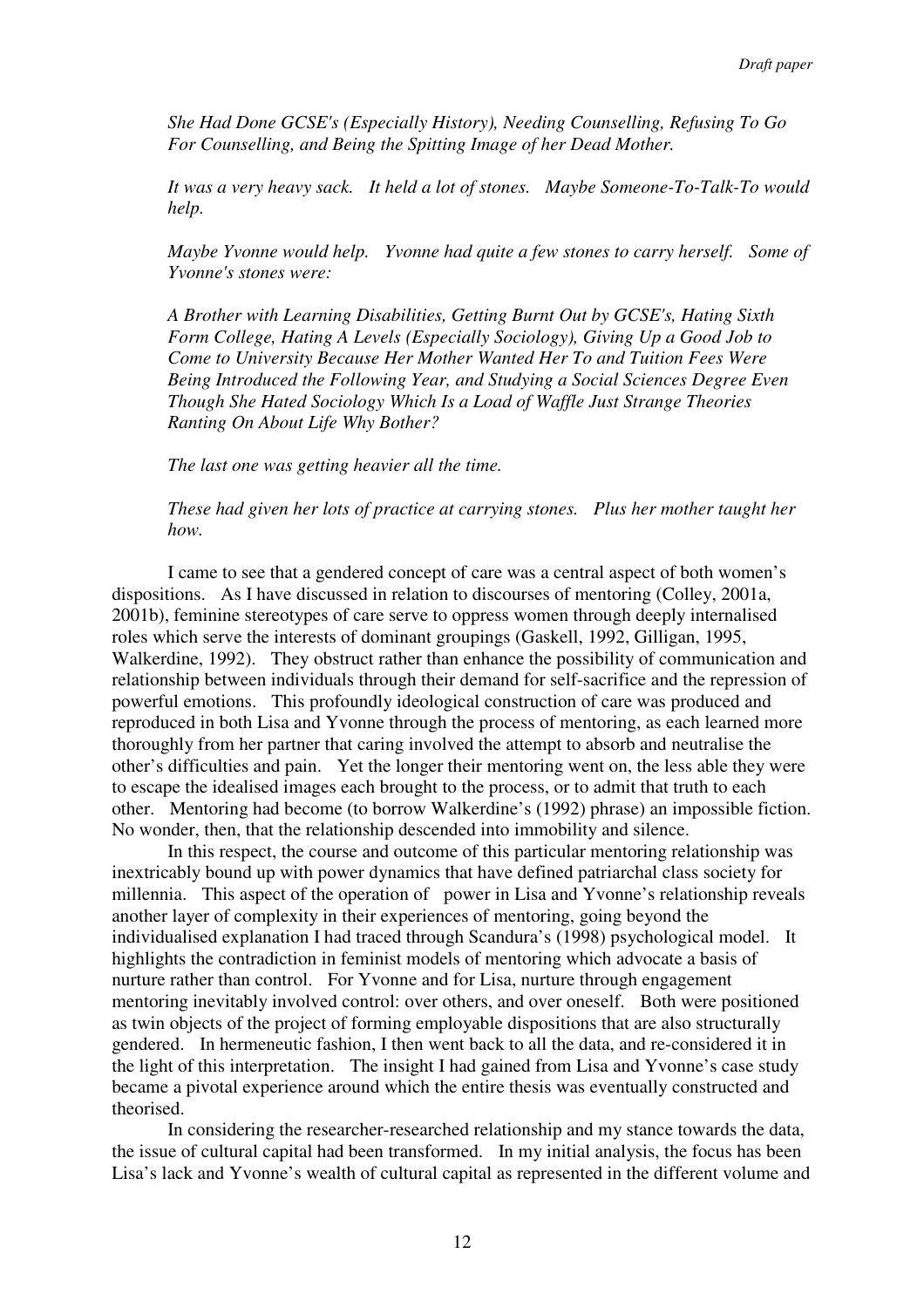*She Had Done GCSE's (Especially History), Needing Counselling, Refusing To Go For Counselling, and Being the Spitting Image of her Dead Mother.*

*It was a very heavy sack. It held a lot of stones. Maybe Someone-To-Talk-To would help.*

*Maybe Yvonne would help. Yvonne had quite a few stones to carry herself. Some of Yvonne's stones were:*

*A Brother with Learning Disabilities, Getting Burnt Out by GCSE's, Hating Sixth Form College, Hating A Levels (Especially Sociology), Giving Up a Good Job to Come to University Because Her Mother Wanted Her To and Tuition Fees Were Being Introduced the Following Year, and Studying a Social Sciences Degree Even Though She Hated Sociology Which Is a Load of Waffle Just Strange Theories Ranting On About Life Why Bother?*

*The last one was getting heavier all the time.*

*These had given her lots of practice at carrying stones. Plus her mother taught her how.*

I came to see that a gendered concept of care was a central aspect of both women's dispositions. As I have discussed in relation to discourses of mentoring (Colley, 2001a, 2001b), feminine stereotypes of care serve to oppress women through deeply internalised roles which serve the interests of dominant groupings (Gaskell, 1992, Gilligan, 1995, Walkerdine, 1992). They obstruct rather than enhance the possibility of communication and relationship between individuals through their demand for self-sacrifice and the repression of powerful emotions. This profoundly ideological construction of care was produced and reproduced in both Lisa and Yvonne through the process of mentoring, as each learned more thoroughly from her partner that caring involved the attempt to absorb and neutralise the other's difficulties and pain. Yet the longer their mentoring went on, the less able they were to escape the idealised images each brought to the process, or to admit that truth to each other. Mentoring had become (to borrow Walkerdine's (1992) phrase) an impossible fiction. No wonder, then, that the relationship descended into immobility and silence.

In this respect, the course and outcome of this particular mentoring relationship was inextricably bound up with power dynamics that have defined patriarchal class society for millennia. This aspect of the operation of power in Lisa and Yvonne's relationship reveals another layer of complexity in their experiences of mentoring, going beyond the individualised explanation I had traced through Scandura's (1998) psychological model. It highlights the contradiction in feminist models of mentoring which advocate a basis of nurture rather than control. For Yvonne and for Lisa, nurture through engagement mentoring inevitably involved control: over others, and over oneself. Both were positioned as twin objects of the project of forming employable dispositions that are also structurally gendered. In hermeneutic fashion, I then went back to all the data, and re-considered it in the light of this interpretation. The insight I had gained from Lisa and Yvonne's case study became a pivotal experience around which the entire thesis was eventually constructed and theorised.

In considering the researcher-researched relationship and my stance towards the data, the issue of cultural capital had been transformed. In my initial analysis, the focus has been Lisa's lack and Yvonne's wealth of cultural capital as represented in the different volume and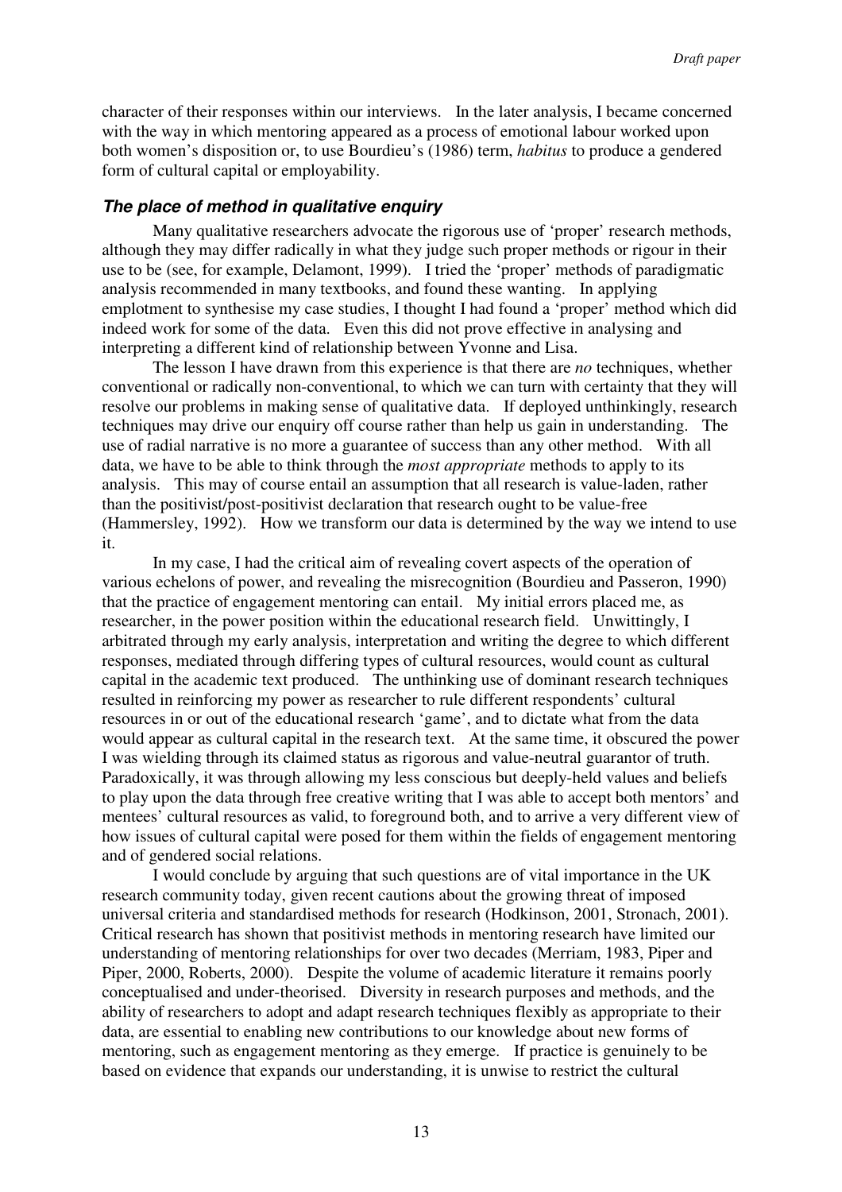character of their responses within our interviews. In the later analysis, I became concerned with the way in which mentoring appeared as a process of emotional labour worked upon both women's disposition or, to use Bourdieu's (1986) term, *habitus* to produce a gendered form of cultural capital or employability.

### *The place of method in qualitative enquiry*

Many qualitative researchers advocate the rigorous use of 'proper' research methods, although they may differ radically in what they judge such proper methods or rigour in their use to be (see, for example, Delamont, 1999). I tried the 'proper' methods of paradigmatic analysis recommended in many textbooks, and found these wanting. In applying emplotment to synthesise my case studies, I thought I had found a 'proper' method which did indeed work for some of the data. Even this did not prove effective in analysing and interpreting a different kind of relationship between Yvonne and Lisa.

The lesson I have drawn from this experience is that there are *no* techniques, whether conventional or radically non-conventional, to which we can turn with certainty that they will resolve our problems in making sense of qualitative data. If deployed unthinkingly, research techniques may drive our enquiry off course rather than help us gain in understanding. The use of radial narrative is no more a guarantee of success than any other method. With all data, we have to be able to think through the *most appropriate* methods to apply to its analysis. This may of course entail an assumption that all research is value-laden, rather than the positivist/post-positivist declaration that research ought to be value-free (Hammersley, 1992). How we transform our data is determined by the way we intend to use it.

In my case, I had the critical aim of revealing covert aspects of the operation of various echelons of power, and revealing the misrecognition (Bourdieu and Passeron, 1990) that the practice of engagement mentoring can entail. My initial errors placed me, as researcher, in the power position within the educational research field. Unwittingly, I arbitrated through my early analysis, interpretation and writing the degree to which different responses, mediated through differing types of cultural resources, would count as cultural capital in the academic text produced. The unthinking use of dominant research techniques resulted in reinforcing my power as researcher to rule different respondents' cultural resources in or out of the educational research 'game', and to dictate what from the data would appear as cultural capital in the research text. At the same time, it obscured the power I was wielding through its claimed status as rigorous and value-neutral guarantor of truth. Paradoxically, it was through allowing my less conscious but deeply-held values and beliefs to play upon the data through free creative writing that I was able to accept both mentors' and mentees' cultural resources as valid, to foreground both, and to arrive a very different view of how issues of cultural capital were posed for them within the fields of engagement mentoring and of gendered social relations.

I would conclude by arguing that such questions are of vital importance in the UK research community today, given recent cautions about the growing threat of imposed universal criteria and standardised methods for research (Hodkinson, 2001, Stronach, 2001). Critical research has shown that positivist methods in mentoring research have limited our understanding of mentoring relationships for over two decades (Merriam, 1983, Piper and Piper, 2000, Roberts, 2000). Despite the volume of academic literature it remains poorly conceptualised and under-theorised. Diversity in research purposes and methods, and the ability of researchers to adopt and adapt research techniques flexibly as appropriate to their data, are essential to enabling new contributions to our knowledge about new forms of mentoring, such as engagement mentoring as they emerge. If practice is genuinely to be based on evidence that expands our understanding, it is unwise to restrict the cultural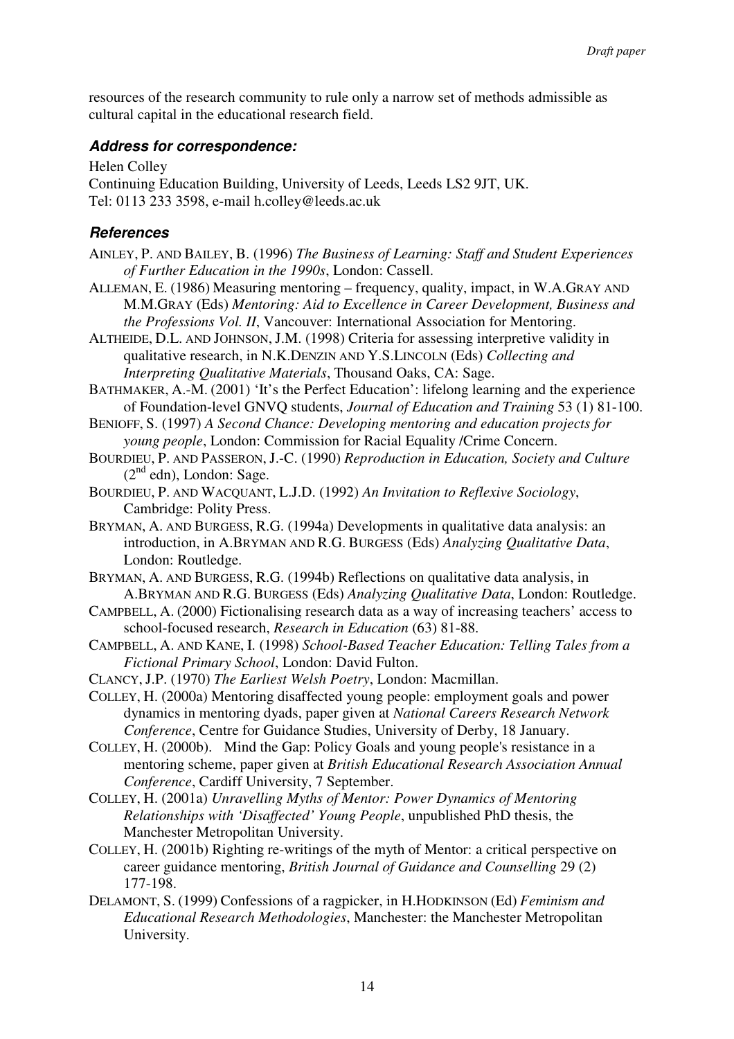resources of the research community to rule only a narrow set of methods admissible as cultural capital in the educational research field.

### *Address for correspondence:*

Helen Colley
Continuing Education Building, University of Leeds, Leeds LS2 9JT, UK.
Tel: 0113 233 3598, e-mail h.colley@leeds.ac.uk

### *References*

AINLEY, P. AND BAILEY, B. (1996) *The Business of Learning: Staff and Student Experiences of Further Education in the 1990s*, London: Cassell.

ALLEMAN, E. (1986) Measuring mentoring – frequency, quality, impact, in W.A.GRAY AND M.M.GRAY (Eds) *Mentoring: Aid to Excellence in Career Development, Business and the Professions Vol. II*, Vancouver: International Association for Mentoring.

ALTHEIDE, D.L. AND JOHNSON, J.M. (1998) Criteria for assessing interpretive validity in qualitative research, in N.K.DENZIN AND Y.S.LINCOLN (Eds) *Collecting and Interpreting Qualitative Materials*, Thousand Oaks, CA: Sage.

BATHMAKER, A.-M. (2001) 'It's the Perfect Education': lifelong learning and the experience of Foundation-level GNVQ students, *Journal of Education and Training* 53 (1) 81-100.

BENIOFF, S. (1997) *A Second Chance: Developing mentoring and education projects for young people*, London: Commission for Racial Equality /Crime Concern.

BOURDIEU, P. AND PASSERON, J.-C. (1990) *Reproduction in Education, Society and Culture* (2nd edn), London: Sage.

BOURDIEU, P. AND WACQUANT, L.J.D. (1992) *An Invitation to Reflexive Sociology*, Cambridge: Polity Press.

BRYMAN, A. AND BURGESS, R.G. (1994a) Developments in qualitative data analysis: an introduction, in A.BRYMAN AND R.G. BURGESS (Eds) *Analyzing Qualitative Data*, London: Routledge.

BRYMAN, A. AND BURGESS, R.G. (1994b) Reflections on qualitative data analysis, in A.BRYMAN AND R.G. BURGESS (Eds) *Analyzing Qualitative Data*, London: Routledge.

CAMPBELL, A. (2000) Fictionalising research data as a way of increasing teachers' access to school-focused research, *Research in Education* (63) 81-88.

CAMPBELL, A. AND KANE, I. (1998) *School-Based Teacher Education: Telling Tales from a Fictional Primary School*, London: David Fulton.

CLANCY, J.P. (1970) *The Earliest Welsh Poetry*, London: Macmillan.

COLLEY, H. (2000a) Mentoring disaffected young people: employment goals and power dynamics in mentoring dyads, paper given at *National Careers Research Network Conference*, Centre for Guidance Studies, University of Derby, 18 January.

COLLEY, H. (2000b). Mind the Gap: Policy Goals and young people's resistance in a mentoring scheme, paper given at *British Educational Research Association Annual Conference*, Cardiff University, 7 September.

COLLEY, H. (2001a) *Unravelling Myths of Mentor: Power Dynamics of Mentoring Relationships with 'Disaffected' Young People*, unpublished PhD thesis, the Manchester Metropolitan University.

COLLEY, H. (2001b) Righting re-writings of the myth of Mentor: a critical perspective on career guidance mentoring, *British Journal of Guidance and Counselling* 29 (2) 177-198.

DELAMONT, S. (1999) Confessions of a ragpicker, in H.HODKINSON (Ed) *Feminism and Educational Research Methodologies*, Manchester: the Manchester Metropolitan University.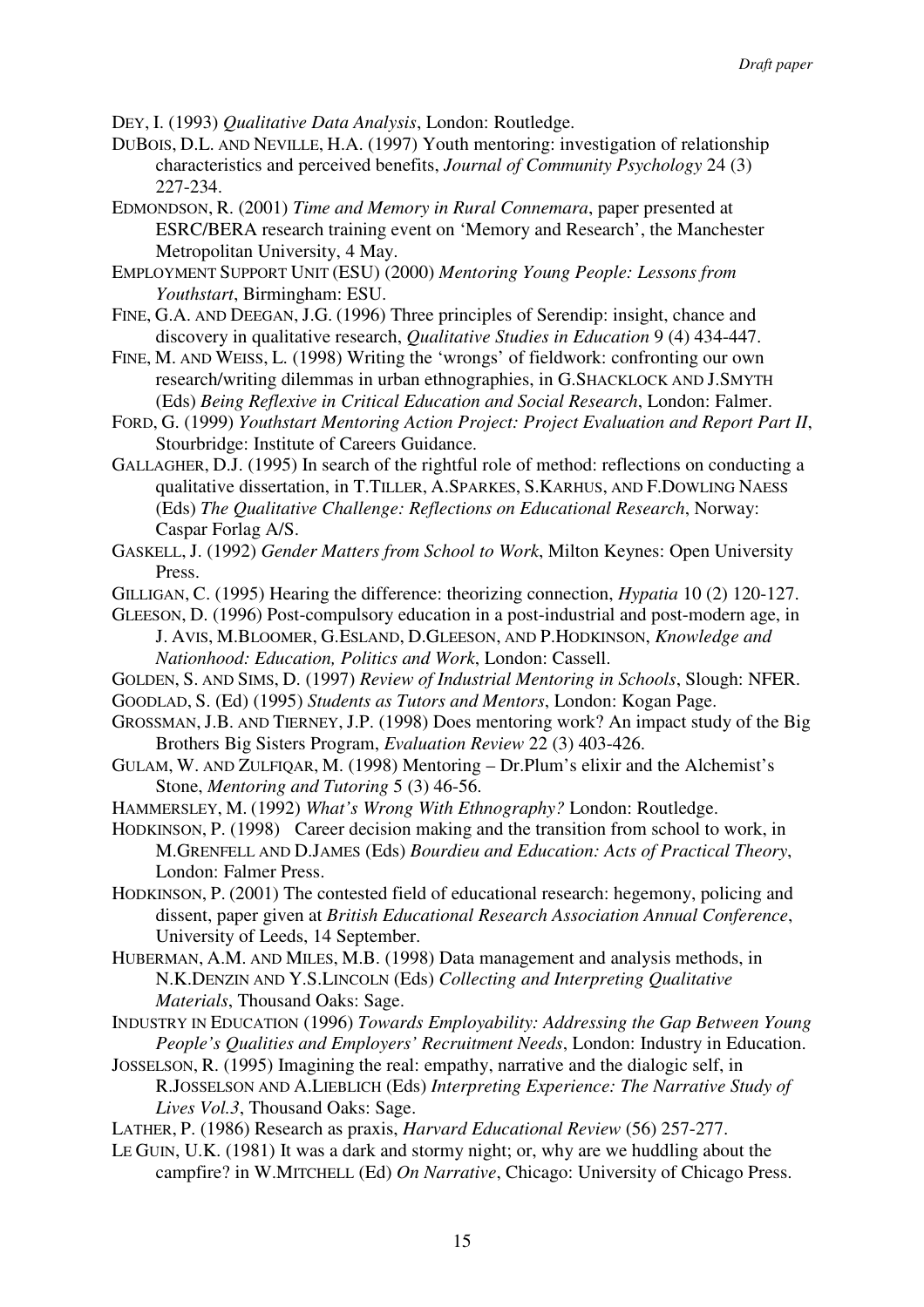DEY, I. (1993) *Qualitative Data Analysis*, London: Routledge.

DUBOIS, D.L. AND NEVILLE, H.A. (1997) Youth mentoring: investigation of relationship characteristics and perceived benefits, *Journal of Community Psychology* 24 (3) 227-234.

EDMONDSON, R. (2001) *Time and Memory in Rural Connemara*, paper presented at ESRC/BERA research training event on 'Memory and Research', the Manchester Metropolitan University, 4 May.

EMPLOYMENT SUPPORT UNIT (ESU) (2000) *Mentoring Young People: Lessons from Youthstart*, Birmingham: ESU.

FINE, G.A. AND DEEGAN, J.G. (1996) Three principles of Serendip: insight, chance and discovery in qualitative research, *Qualitative Studies in Education* 9 (4) 434-447.

FINE, M. AND WEISS, L. (1998) Writing the 'wrongs' of fieldwork: confronting our own research/writing dilemmas in urban ethnographies, in G.SHACKLOCK AND J.SMYTH (Eds) *Being Reflexive in Critical Education and Social Research*, London: Falmer.

FORD, G. (1999) *Youthstart Mentoring Action Project: Project Evaluation and Report Part II*, Stourbridge: Institute of Careers Guidance.

GALLAGHER, D.J. (1995) In search of the rightful role of method: reflections on conducting a qualitative dissertation, in T.TILLER, A.SPARKES, S.KARHUS, AND F.DOWLING NAESS (Eds) *The Qualitative Challenge: Reflections on Educational Research*, Norway: Caspar Forlag A/S.

GASKELL, J. (1992) *Gender Matters from School to Work*, Milton Keynes: Open University Press.

GILLIGAN, C. (1995) Hearing the difference: theorizing connection, *Hypatia* 10 (2) 120-127.

GLEESON, D. (1996) Post-compulsory education in a post-industrial and post-modern age, in J. AVIS, M.BLOOMER, G.ESLAND, D.GLEESON, AND P.HODKINSON, *Knowledge and Nationhood: Education, Politics and Work*, London: Cassell.

GOLDEN, S. AND SIMS, D. (1997) *Review of Industrial Mentoring in Schools*, Slough: NFER.

GOODLAD, S. (Ed) (1995) *Students as Tutors and Mentors*, London: Kogan Page.

GROSSMAN, J.B. AND TIERNEY, J.P. (1998) Does mentoring work? An impact study of the Big Brothers Big Sisters Program, *Evaluation Review* 22 (3) 403-426.

GULAM, W. AND ZULFIQAR, M. (1998) Mentoring – Dr.Plum's elixir and the Alchemist's Stone, *Mentoring and Tutoring* 5 (3) 46-56.

HAMMERSLEY, M. (1992) *What's Wrong With Ethnography?* London: Routledge.

HODKINSON, P. (1998) Career decision making and the transition from school to work, in M.GRENFELL AND D.JAMES (Eds) *Bourdieu and Education: Acts of Practical Theory*, London: Falmer Press.

HODKINSON, P. (2001) The contested field of educational research: hegemony, policing and dissent, paper given at *British Educational Research Association Annual Conference*, University of Leeds, 14 September.

HUBERMAN, A.M. AND MILES, M.B. (1998) Data management and analysis methods, in N.K.DENZIN AND Y.S.LINCOLN (Eds) *Collecting and Interpreting Qualitative Materials*, Thousand Oaks: Sage.

INDUSTRY IN EDUCATION (1996) *Towards Employability: Addressing the Gap Between Young People's Qualities and Employers' Recruitment Needs*, London: Industry in Education.

JOSSELSON, R. (1995) Imagining the real: empathy, narrative and the dialogic self, in R.JOSSELSON AND A.LIEBLICH (Eds) *Interpreting Experience: The Narrative Study of Lives Vol.3*, Thousand Oaks: Sage.

LATHER, P. (1986) Research as praxis, *Harvard Educational Review* (56) 257-277.

LE GUIN, U.K. (1981) It was a dark and stormy night; or, why are we huddling about the campfire? in W.MITCHELL (Ed) *On Narrative*, Chicago: University of Chicago Press.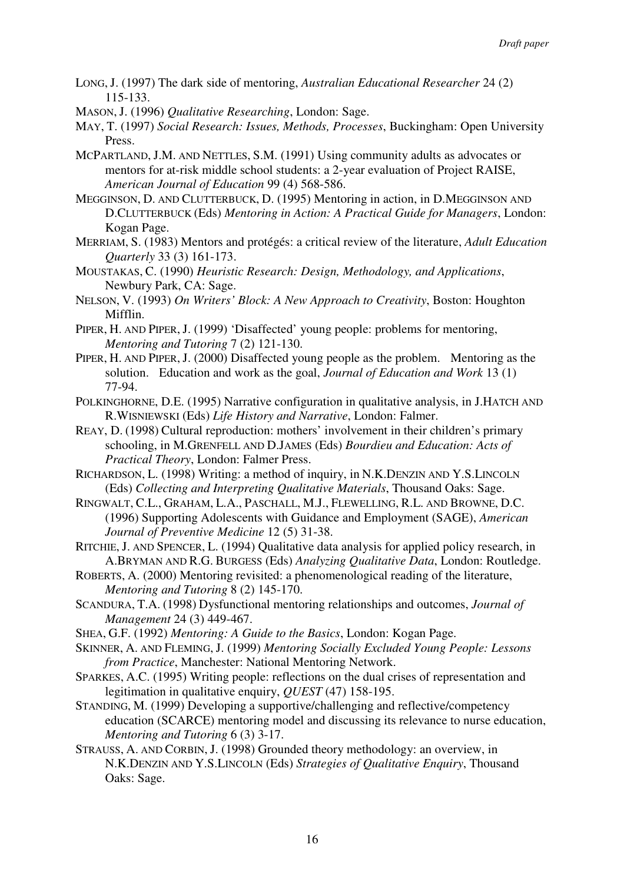LONG, J. (1997) The dark side of mentoring, *Australian Educational Researcher* 24 (2) 115-133.

MASON, J. (1996) *Qualitative Researching*, London: Sage.

MAY, T. (1997) *Social Research: Issues, Methods, Processes*, Buckingham: Open University Press.

MCPARTLAND, J.M. AND NETTLES, S.M. (1991) Using community adults as advocates or mentors for at-risk middle school students: a 2-year evaluation of Project RAISE, *American Journal of Education* 99 (4) 568-586.

MEGGINSON, D. AND CLUTTERBUCK, D. (1995) Mentoring in action, in D.MEGGINSON AND D.CLUTTERBUCK (Eds) *Mentoring in Action: A Practical Guide for Managers*, London: Kogan Page.

MERRIAM, S. (1983) Mentors and protégés: a critical review of the literature, *Adult Education Quarterly* 33 (3) 161-173.

MOUSTAKAS, C. (1990) *Heuristic Research: Design, Methodology, and Applications*, Newbury Park, CA: Sage.

NELSON, V. (1993) *On Writers' Block: A New Approach to Creativity*, Boston: Houghton Mifflin.

PIPER, H. AND PIPER, J. (1999) 'Disaffected' young people: problems for mentoring, *Mentoring and Tutoring* 7 (2) 121-130.

PIPER, H. AND PIPER, J. (2000) Disaffected young people as the problem. Mentoring as the solution. Education and work as the goal, *Journal of Education and Work* 13 (1) 77-94.

POLKINGHORNE, D.E. (1995) Narrative configuration in qualitative analysis, in J.HATCH AND R.WISNIEWSKI (Eds) *Life History and Narrative*, London: Falmer.

REAY, D. (1998) Cultural reproduction: mothers' involvement in their children's primary schooling, in M.GRENFELL AND D.JAMES (Eds) *Bourdieu and Education: Acts of Practical Theory*, London: Falmer Press.

RICHARDSON, L. (1998) Writing: a method of inquiry, in N.K.DENZIN AND Y.S.LINCOLN (Eds) *Collecting and Interpreting Qualitative Materials*, Thousand Oaks: Sage.

RINGWALT, C.L., GRAHAM, L.A., PASCHALL, M.J., FLEWELLING, R.L. AND BROWNE, D.C. (1996) Supporting Adolescents with Guidance and Employment (SAGE), *American Journal of Preventive Medicine* 12 (5) 31-38.

RITCHIE, J. AND SPENCER, L. (1994) Qualitative data analysis for applied policy research, in A.BRYMAN AND R.G. BURGESS (Eds) *Analyzing Qualitative Data*, London: Routledge.

ROBERTS, A. (2000) Mentoring revisited: a phenomenological reading of the literature, *Mentoring and Tutoring* 8 (2) 145-170.

SCANDURA, T.A. (1998) Dysfunctional mentoring relationships and outcomes, *Journal of Management* 24 (3) 449-467.

SHEA, G.F. (1992) *Mentoring: A Guide to the Basics*, London: Kogan Page.

SKINNER, A. AND FLEMING, J. (1999) *Mentoring Socially Excluded Young People: Lessons from Practice*, Manchester: National Mentoring Network.

SPARKES, A.C. (1995) Writing people: reflections on the dual crises of representation and legitimation in qualitative enquiry, *QUEST* (47) 158-195.

STANDING, M. (1999) Developing a supportive/challenging and reflective/competency education (SCARCE) mentoring model and discussing its relevance to nurse education, *Mentoring and Tutoring* 6 (3) 3-17.

STRAUSS, A. AND CORBIN, J. (1998) Grounded theory methodology: an overview, in N.K.DENZIN AND Y.S.LINCOLN (Eds) *Strategies of Qualitative Enquiry*, Thousand Oaks: Sage.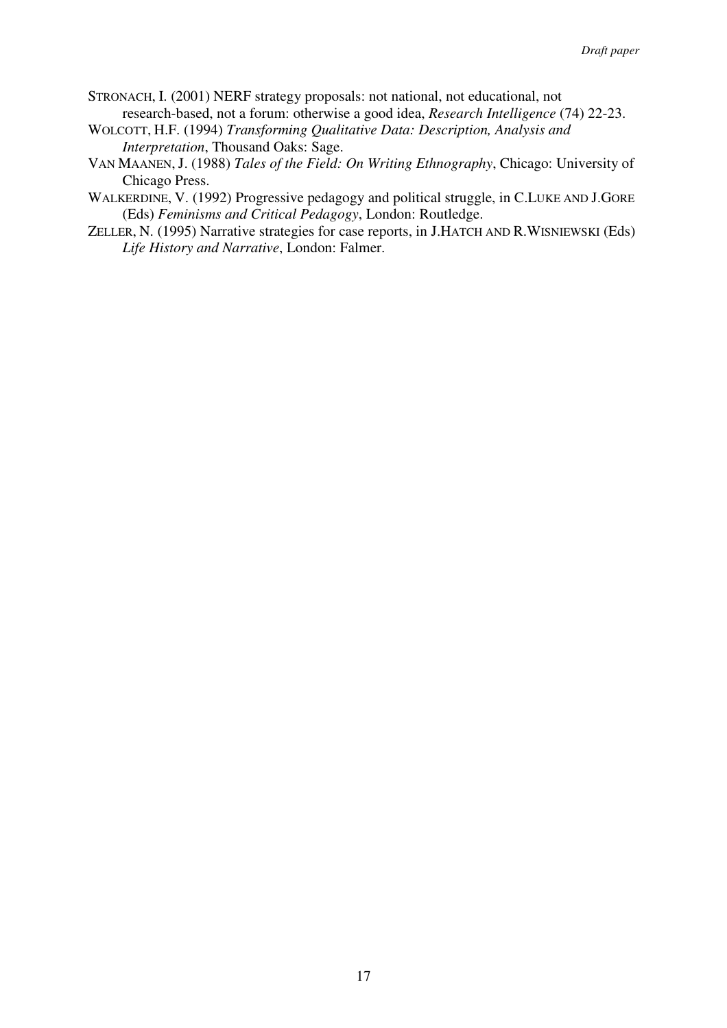STRONACH, I. (2001) NERF strategy proposals: not national, not educational, not research-based, not a forum: otherwise a good idea, *Research Intelligence* (74) 22-23.

WOLCOTT, H.F. (1994) *Transforming Qualitative Data: Description, Analysis and Interpretation*, Thousand Oaks: Sage.

VAN MAANEN, J. (1988) *Tales of the Field: On Writing Ethnography*, Chicago: University of Chicago Press.

WALKERDINE, V. (1992) Progressive pedagogy and political struggle, in C.LUKE AND J.GORE (Eds) *Feminisms and Critical Pedagogy*, London: Routledge.

ZELLER, N. (1995) Narrative strategies for case reports, in J.HATCH AND R.WISNIEWSKI (Eds) *Life History and Narrative*, London: Falmer.